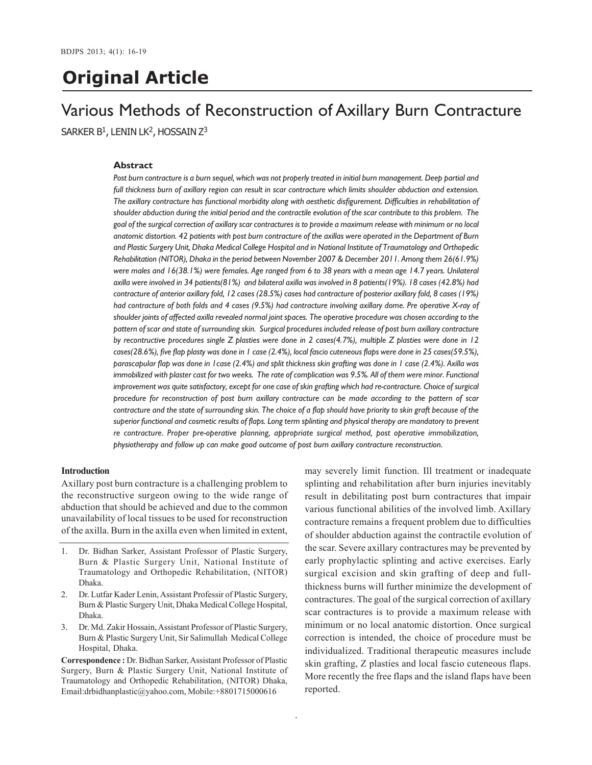## Original Article

# Various Methods of Reconstruction of Axillary Burn Contracture

SARKER B[1], LENIN LK[2], HOSSAIN Z[3]

### Abstract

*Post burn contracture is a burn sequel, which was not properly treated in initial burn management. Deep partial and full thickness burn of axillary region can result in scar contracture which limits shoulder abduction and extension. The axillary contracture has functional morbidity along with aesthetic disfigurement. Difficulties in rehabilitation of shoulder abduction during the initial period and the contractile evolution of the scar contribute to this problem. The goal of the surgical correction of axillary scar contractures is to provide a maximum release with minimum or no local anatomic distortion. 42 patients with post burn contracture of the axillas were operated in the Department of Burn and Plastic Surgery Unit, Dhaka Medical College Hospital and in National Institute of Traumatology and Orthopedic Rehabilitation (NITOR), Dhaka in the period between November 2007 & December 2011. Among them 26(61.9%) were males and 16(38.1%) were females. Age ranged from 6 to 38 years with a mean age 14.7 years. Unilateral axilla were involved in 34 patients(81%) and bilateral axilla was involved in 8 patients(19%). 18 cases (42.8%) had contracture of anterior axillary fold, 12 cases (28.5%) cases had contracture of posterior axillary fold, 8 cases (19%) had contracture of both folds and 4 cases (9.5%) had contracture involving axillary dome. Pre operative X-ray of shoulder joints of affected axilla revealed normal joint spaces. The operative procedure was chosen according to the pattern of scar and state of surrounding skin. Surgical procedures included release of post burn axillary contracture by recontructive procedures single Z plasties were done in 2 cases(4.7%), multiple Z plasties were done in 12 cases(28.6%), five flap plasty was done in 1 case (2.4%), local fascio cuteneous flaps were done in 25 cases(59.5%), parascapular flap was done in 1case (2.4%) and split thickness skin grafting was done in 1 case (2.4%). Axilla was immobilized with plaster cast for two weeks. The rate of complication was 9.5%. All of them were minor. Functional improvement was quite satisfactory, except for one case of skin grafting which had re-contracture. Choice of surgical procedure for reconstruction of post burn axillary contracture can be made according to the pattern of scar contracture and the state of surrounding skin. The choice of a flap should have priority to skin graft because of the superior functional and cosmetic results of flaps. Long term splinting and physical therapy are mandatory to prevent re contracture. Proper pre-operative planning, appropriate surgical method, post operative immobilization, physiotherapy and follow up can make good outcome of post burn axillary contracture reconstruction.*

### Introduction

Axillary post burn contracture is a challenging problem to the reconstructive surgeon owing to the wide range of abduction that should be achieved and due to the common unavailability of local tissues to be used for reconstruction of the axilla. Burn in the axilla even when limited in extent, may severely limit function. Ill treatment or inadequate splinting and rehabilitation after burn injuries inevitably result in debilitating post burn contractures that impair various functional abilities of the involved limb. Axillary contracture remains a frequent problem due to difficulties of shoulder abduction against the contractile evolution of the scar. Severe axillary contractures may be prevented by early prophylactic splinting and active exercises. Early surgical excision and skin grafting of deep and full-thickness burns will further minimize the development of contractures. The goal of the surgical correction of axillary scar contractures is to provide a maximum release with minimum or no local anatomic distortion. Once surgical correction is intended, the choice of procedure must be individualized. Traditional therapeutic measures include skin grafting, Z plasties and local fascio cuteneous flaps. More recently the free flaps and the island flaps have been reported.

1. Dr. Bidhan Sarker, Assistant Professor of Plastic Surgery, Burn & Plastic Surgery Unit, National Institute of Traumatology and Orthopedic Rehabilitation, (NITOR) Dhaka.
2. Dr. Lutfar Kader Lenin, Assistant Professir of Plastic Surgery, Burn & Plastic Surgery Unit, Dhaka Medical College Hospital, Dhaka.
3. Dr. Md. Zakir Hossain, Assistant Professor of Plastic Surgery, Burn & Plastic Surgery Unit, Sir Salimullah Medical College Hospital, Dhaka.

**Correspondence :** Dr. Bidhan Sarker, Assistant Professor of Plastic Surgery, Burn & Plastic Surgery Unit, National Institute of Traumatology and Orthopedic Rehabilitation, (NITOR) Dhaka, Email:drbidhanplastic@yahoo.com, Mobile:+8801715000616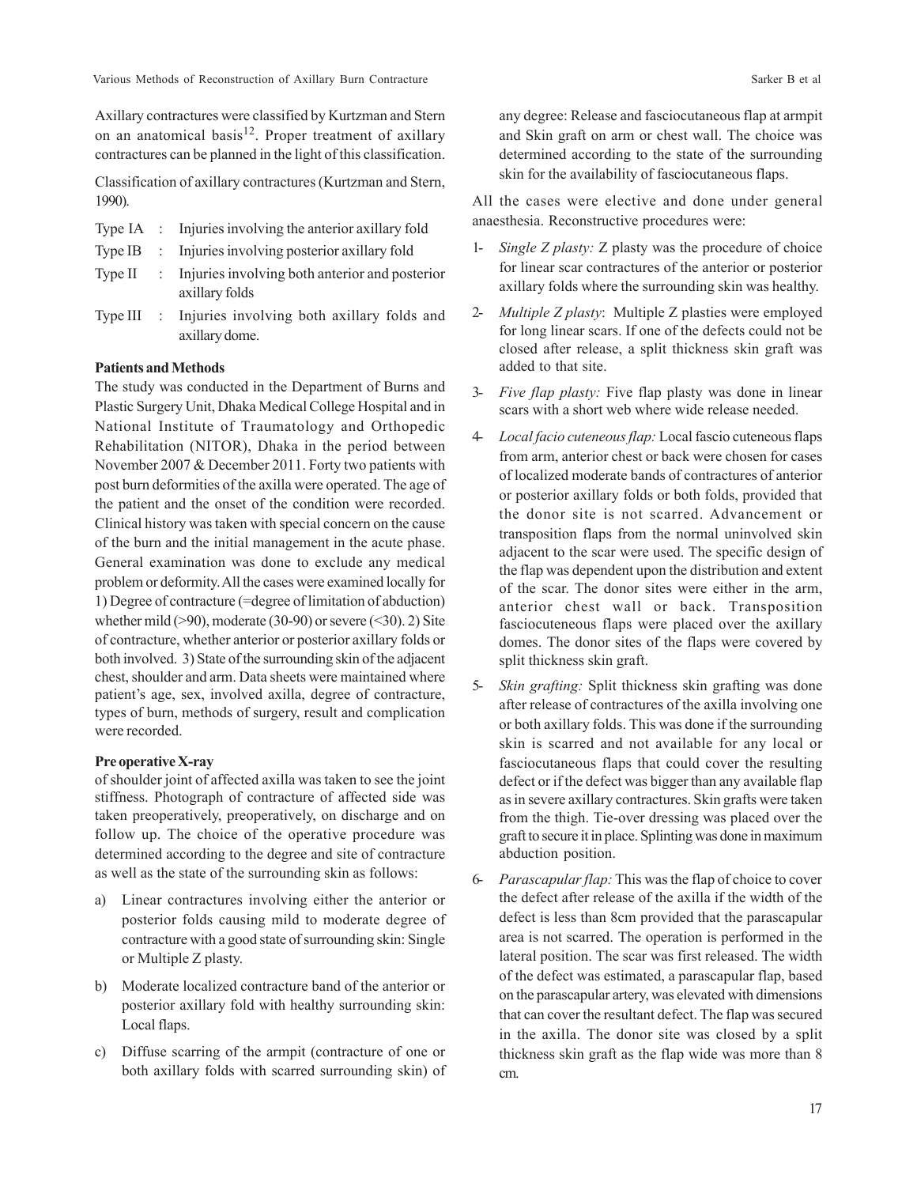Axillary contractures were classified by Kurtzman and Stern on an anatomical basis[12]. Proper treatment of axillary contractures can be planned in the light of this classification.

Classification of axillary contractures (Kurtzman and Stern, 1990).

| | | |
|---|---|---|
| Type IA | : | Injuries involving the anterior axillary fold |
| Type IB | : | Injuries involving posterior axillary fold |
| Type II | : | Injuries involving both anterior and posterior axillary folds |
| Type III | : | Injuries involving both axillary folds and axillary dome. |

**Patients and Methods**

The study was conducted in the Department of Burns and Plastic Surgery Unit, Dhaka Medical College Hospital and in National Institute of Traumatology and Orthopedic Rehabilitation (NITOR), Dhaka in the period between November 2007 & December 2011. Forty two patients with post burn deformities of the axilla were operated. The age of the patient and the onset of the condition were recorded. Clinical history was taken with special concern on the cause of the burn and the initial management in the acute phase. General examination was done to exclude any medical problem or deformity. All the cases were examined locally for 1) Degree of contracture (=degree of limitation of abduction) whether mild (>90), moderate (30-90) or severe (<30). 2) Site of contracture, whether anterior or posterior axillary folds or both involved. 3) State of the surrounding skin of the adjacent chest, shoulder and arm. Data sheets were maintained where patient's age, sex, involved axilla, degree of contracture, types of burn, methods of surgery, result and complication were recorded.

**Pre operative X-ray**

of shoulder joint of affected axilla was taken to see the joint stiffness. Photograph of contracture of affected side was taken preoperatively, preoperatively, on discharge and on follow up. The choice of the operative procedure was determined according to the degree and site of contracture as well as the state of the surrounding skin as follows:

a) Linear contractures involving either the anterior or posterior folds causing mild to moderate degree of contracture with a good state of surrounding skin: Single or Multiple Z plasty.

b) Moderate localized contracture band of the anterior or posterior axillary fold with healthy surrounding skin: Local flaps.

c) Diffuse scarring of the armpit (contracture of one or both axillary folds with scarred surrounding skin) of any degree: Release and fasciocutaneous flap at armpit and Skin graft on arm or chest wall. The choice was determined according to the state of the surrounding skin for the availability of fasciocutaneous flaps.

All the cases were elective and done under general anaesthesia. Reconstructive procedures were:

1- *Single Z plasty:* Z plasty was the procedure of choice for linear scar contractures of the anterior or posterior axillary folds where the surrounding skin was healthy.

2- *Multiple Z plasty*: Multiple Z plasties were employed for long linear scars. If one of the defects could not be closed after release, a split thickness skin graft was added to that site.

3- *Five flap plasty:* Five flap plasty was done in linear scars with a short web where wide release needed.

4- *Local facio cuteneous flap:* Local fascio cuteneous flaps from arm, anterior chest or back were chosen for cases of localized moderate bands of contractures of anterior or posterior axillary folds or both folds, provided that the donor site is not scarred. Advancement or transposition flaps from the normal uninvolved skin adjacent to the scar were used. The specific design of the flap was dependent upon the distribution and extent of the scar. The donor sites were either in the arm, anterior chest wall or back. Transposition fasciocuteneous flaps were placed over the axillary domes. The donor sites of the flaps were covered by split thickness skin graft.

5- *Skin grafting:* Split thickness skin grafting was done after release of contractures of the axilla involving one or both axillary folds. This was done if the surrounding skin is scarred and not available for any local or fasciocutaneous flaps that could cover the resulting defect or if the defect was bigger than any available flap as in severe axillary contractures. Skin grafts were taken from the thigh. Tie-over dressing was placed over the graft to secure it in place. Splinting was done in maximum abduction position.

6- *Parascapular flap:* This was the flap of choice to cover the defect after release of the axilla if the width of the defect is less than 8cm provided that the parascapular area is not scarred. The operation is performed in the lateral position. The scar was first released. The width of the defect was estimated, a parascapular flap, based on the parascapular artery, was elevated with dimensions that can cover the resultant defect. The flap was secured in the axilla. The donor site was closed by a split thickness skin graft as the flap wide was more than 8 cm.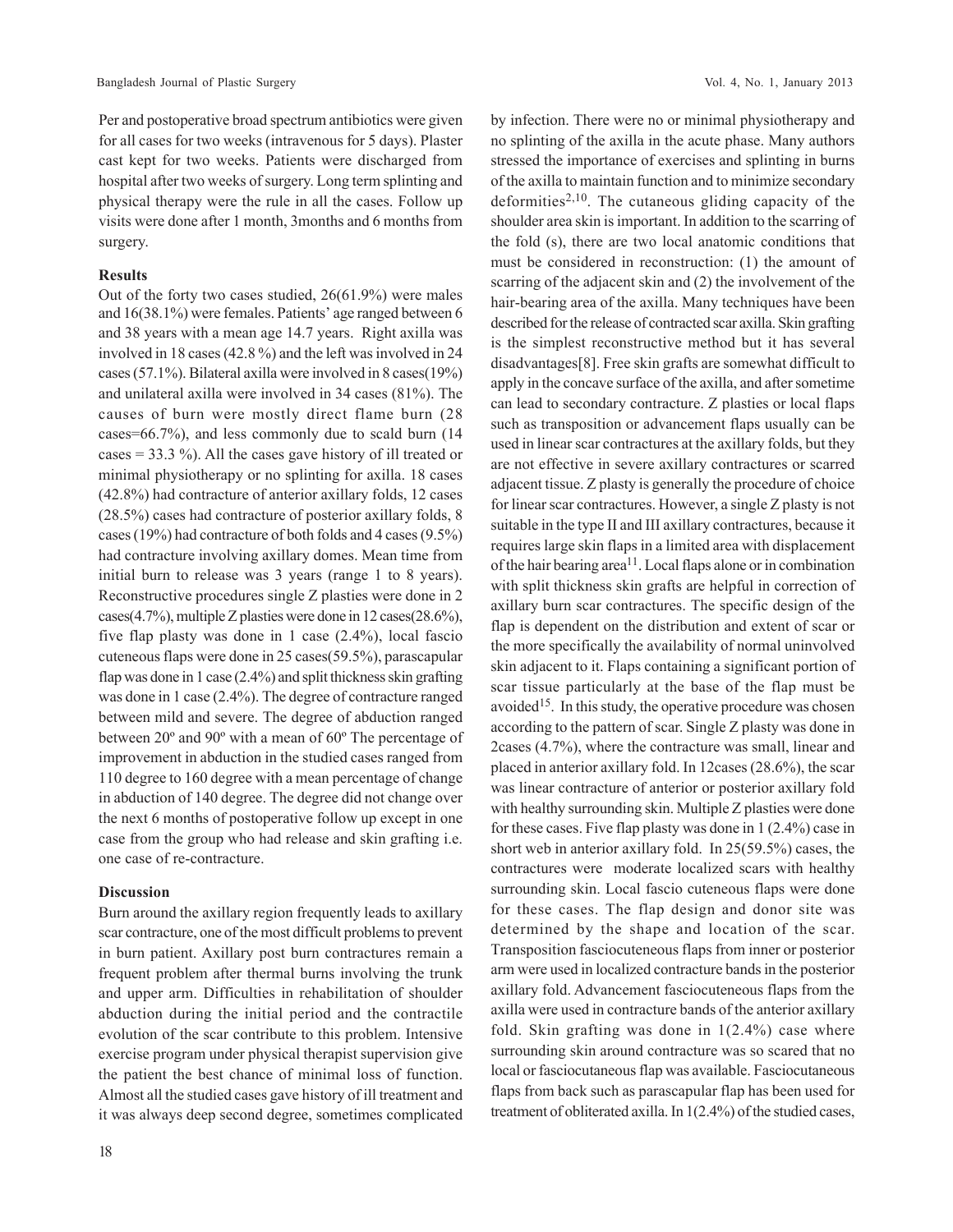Per and postoperative broad spectrum antibiotics were given for all cases for two weeks (intravenous for 5 days). Plaster cast kept for two weeks. Patients were discharged from hospital after two weeks of surgery. Long term splinting and physical therapy were the rule in all the cases. Follow up visits were done after 1 month, 3months and 6 months from surgery.

**Results**

Out of the forty two cases studied, 26(61.9%) were males and 16(38.1%) were females. Patients' age ranged between 6 and 38 years with a mean age 14.7 years. Right axilla was involved in 18 cases (42.8 %) and the left was involved in 24 cases (57.1%). Bilateral axilla were involved in 8 cases(19%) and unilateral axilla were involved in 34 cases (81%). The causes of burn were mostly direct flame burn (28 cases=66.7%), and less commonly due to scald burn (14 cases = 33.3 %). All the cases gave history of ill treated or minimal physiotherapy or no splinting for axilla. 18 cases (42.8%) had contracture of anterior axillary folds, 12 cases (28.5%) cases had contracture of posterior axillary folds, 8 cases (19%) had contracture of both folds and 4 cases (9.5%) had contracture involving axillary domes. Mean time from initial burn to release was 3 years (range 1 to 8 years). Reconstructive procedures single Z plasties were done in 2 cases(4.7%), multiple Z plasties were done in 12 cases(28.6%), five flap plasty was done in 1 case (2.4%), local fascio cuteneous flaps were done in 25 cases(59.5%), parascapular flap was done in 1 case (2.4%) and split thickness skin grafting was done in 1 case (2.4%). The degree of contracture ranged between mild and severe. The degree of abduction ranged between 20º and 90º with a mean of 60º The percentage of improvement in abduction in the studied cases ranged from 110 degree to 160 degree with a mean percentage of change in abduction of 140 degree. The degree did not change over the next 6 months of postoperative follow up except in one case from the group who had release and skin grafting i.e. one case of re-contracture.

**Discussion**

Burn around the axillary region frequently leads to axillary scar contracture, one of the most difficult problems to prevent in burn patient. Axillary post burn contractures remain a frequent problem after thermal burns involving the trunk and upper arm. Difficulties in rehabilitation of shoulder abduction during the initial period and the contractile evolution of the scar contribute to this problem. Intensive exercise program under physical therapist supervision give the patient the best chance of minimal loss of function. Almost all the studied cases gave history of ill treatment and it was always deep second degree, sometimes complicated by infection. There were no or minimal physiotherapy and no splinting of the axilla in the acute phase. Many authors stressed the importance of exercises and splinting in burns of the axilla to maintain function and to minimize secondary deformities[2,10]. The cutaneous gliding capacity of the shoulder area skin is important. In addition to the scarring of the fold (s), there are two local anatomic conditions that must be considered in reconstruction: (1) the amount of scarring of the adjacent skin and (2) the involvement of the hair-bearing area of the axilla. Many techniques have been described for the release of contracted scar axilla. Skin grafting is the simplest reconstructive method but it has several disadvantages[8]. Free skin grafts are somewhat difficult to apply in the concave surface of the axilla, and after sometime can lead to secondary contracture. Z plasties or local flaps such as transposition or advancement flaps usually can be used in linear scar contractures at the axillary folds, but they are not effective in severe axillary contractures or scarred adjacent tissue. Z plasty is generally the procedure of choice for linear scar contractures. However, a single Z plasty is not suitable in the type II and III axillary contractures, because it requires large skin flaps in a limited area with displacement of the hair bearing area[11]. Local flaps alone or in combination with split thickness skin grafts are helpful in correction of axillary burn scar contractures. The specific design of the flap is dependent on the distribution and extent of scar or the more specifically the availability of normal uninvolved skin adjacent to it. Flaps containing a significant portion of scar tissue particularly at the base of the flap must be avoided[15]. In this study, the operative procedure was chosen according to the pattern of scar. Single Z plasty was done in 2cases (4.7%), where the contracture was small, linear and placed in anterior axillary fold. In 12cases (28.6%), the scar was linear contracture of anterior or posterior axillary fold with healthy surrounding skin. Multiple Z plasties were done for these cases. Five flap plasty was done in 1 (2.4%) case in short web in anterior axillary fold. In 25(59.5%) cases, the contractures were moderate localized scars with healthy surrounding skin. Local fascio cuteneous flaps were done for these cases. The flap design and donor site was determined by the shape and location of the scar. Transposition fasciocuteneous flaps from inner or posterior arm were used in localized contracture bands in the posterior axillary fold. Advancement fasciocuteneous flaps from the axilla were used in contracture bands of the anterior axillary fold. Skin grafting was done in 1(2.4%) case where surrounding skin around contracture was so scared that no local or fasciocutaneous flap was available. Fasciocutaneous flaps from back such as parascapular flap has been used for treatment of obliterated axilla. In 1(2.4%) of the studied cases,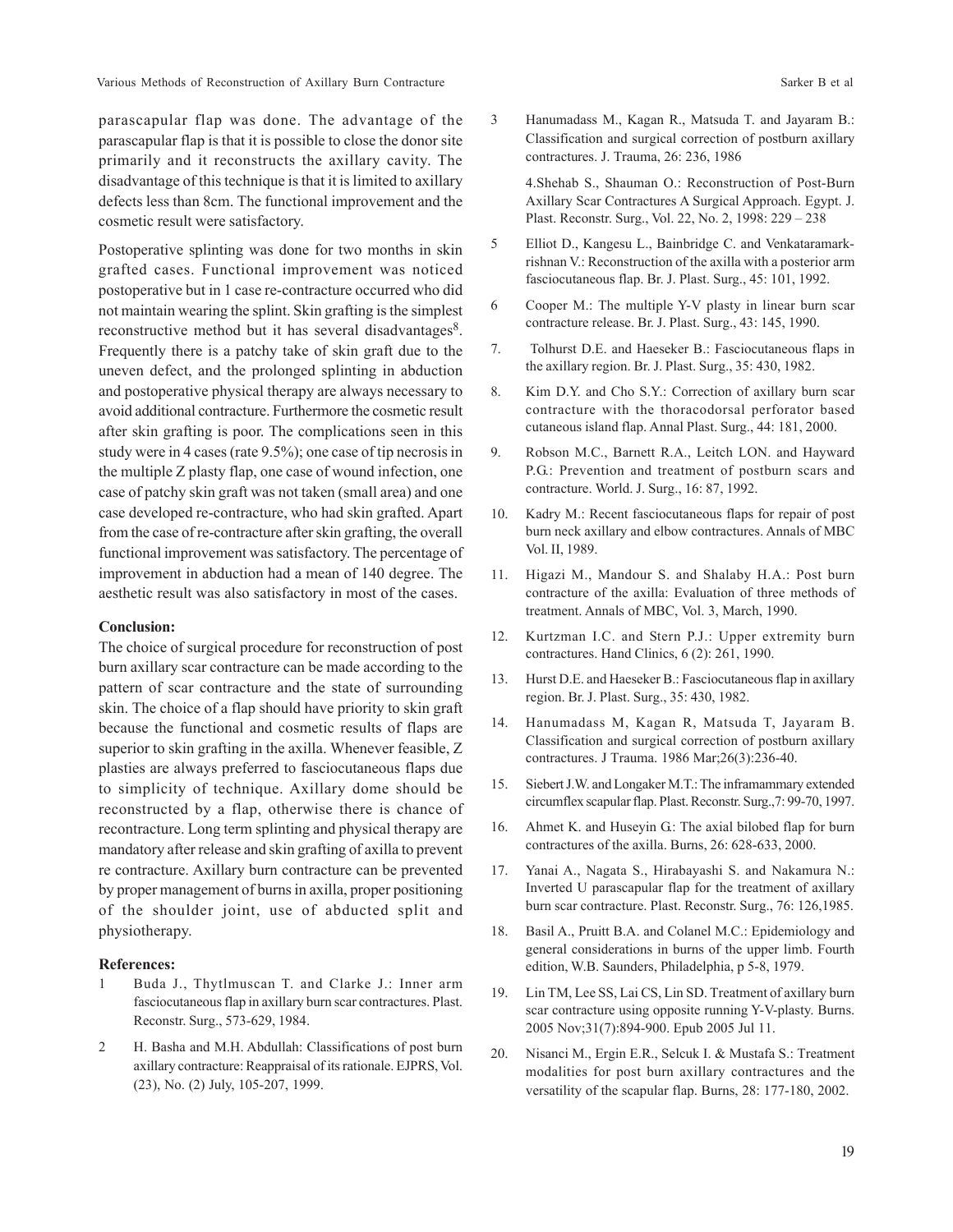parascapular flap was done. The advantage of the parascapular flap is that it is possible to close the donor site primarily and it reconstructs the axillary cavity. The disadvantage of this technique is that it is limited to axillary defects less than 8cm. The functional improvement and the cosmetic result were satisfactory.

Postoperative splinting was done for two months in skin grafted cases. Functional improvement was noticed postoperative but in 1 case re-contracture occurred who did not maintain wearing the splint. Skin grafting is the simplest reconstructive method but it has several disadvantages[8]. Frequently there is a patchy take of skin graft due to the uneven defect, and the prolonged splinting in abduction and postoperative physical therapy are always necessary to avoid additional contracture. Furthermore the cosmetic result after skin grafting is poor. The complications seen in this study were in 4 cases (rate 9.5%); one case of tip necrosis in the multiple Z plasty flap, one case of wound infection, one case of patchy skin graft was not taken (small area) and one case developed re-contracture, who had skin grafted. Apart from the case of re-contracture after skin grafting, the overall functional improvement was satisfactory. The percentage of improvement in abduction had a mean of 140 degree. The aesthetic result was also satisfactory in most of the cases.

**Conclusion:**

The choice of surgical procedure for reconstruction of post burn axillary scar contracture can be made according to the pattern of scar contracture and the state of surrounding skin. The choice of a flap should have priority to skin graft because the functional and cosmetic results of flaps are superior to skin grafting in the axilla. Whenever feasible, Z plasties are always preferred to fasciocutaneous flaps due to simplicity of technique. Axillary dome should be reconstructed by a flap, otherwise there is chance of recontracture. Long term splinting and physical therapy are mandatory after release and skin grafting of axilla to prevent re contracture. Axillary burn contracture can be prevented by proper management of burns in axilla, proper positioning of the shoulder joint, use of abducted split and physiotherapy.

**References:**

1. Buda J., Thytlmuscan T. and Clarke J.: Inner arm fasciocutaneous flap in axillary burn scar contractures. Plast. Reconstr. Surg., 573-629, 1984.
2. H. Basha and M.H. Abdullah: Classifications of post burn axillary contracture: Reappraisal of its rationale. EJPRS, Vol. (23), No. (2) July, 105-207, 1999.
3. Hanumadass M., Kagan R., Matsuda T. and Jayaram B.: Classification and surgical correction of postburn axillary contractures. J. Trauma, 26: 236, 1986

   4.Shehab S., Shauman O.: Reconstruction of Post-Burn Axillary Scar Contractures A Surgical Approach. Egypt. J. Plast. Reconstr. Surg., Vol. 22, No. 2, 1998: 229 – 238
5. Elliot D., Kangesu L., Bainbridge C. and Venkataramarkrishnan V.: Reconstruction of the axilla with a posterior arm fasciocutaneous flap. Br. J. Plast. Surg., 45: 101, 1992.
6. Cooper M.: The multiple Y-V plasty in linear burn scar contracture release. Br. J. Plast. Surg., 43: 145, 1990.
7. Tolhurst D.E. and Haeseker B.: Fasciocutaneous flaps in the axillary region. Br. J. Plast. Surg., 35: 430, 1982.
8. Kim D.Y. and Cho S.Y.: Correction of axillary burn scar contracture with the thoracodorsal perforator based cutaneous island flap. Annal Plast. Surg., 44: 181, 2000.
9. Robson M.C., Barnett R.A., Leitch LON. and Hayward P.G.: Prevention and treatment of postburn scars and contracture. World. J. Surg., 16: 87, 1992.
10. Kadry M.: Recent fasciocutaneous flaps for repair of post burn neck axillary and elbow contractures. Annals of MBC Vol. II, 1989.
11. Higazi M., Mandour S. and Shalaby H.A.: Post burn contracture of the axilla: Evaluation of three methods of treatment. Annals of MBC, Vol. 3, March, 1990.
12. Kurtzman I.C. and Stern P.J.: Upper extremity burn contractures. Hand Clinics, 6 (2): 261, 1990.
13. Hurst D.E. and Haeseker B.: Fasciocutaneous flap in axillary region. Br. J. Plast. Surg., 35: 430, 1982.
14. Hanumadass M, Kagan R, Matsuda T, Jayaram B. Classification and surgical correction of postburn axillary contractures. J Trauma. 1986 Mar;26(3):236-40.
15. Siebert J.W. and Longaker M.T.: The inframammary extended circumflex scapular flap. Plast. Reconstr. Surg.,7: 99-70, 1997.
16. Ahmet K. and Huseyin G.: The axial bilobed flap for burn contractures of the axilla. Burns, 26: 628-633, 2000.
17. Yanai A., Nagata S., Hirabayashi S. and Nakamura N.: Inverted U parascapular flap for the treatment of axillary burn scar contracture. Plast. Reconstr. Surg., 76: 126,1985.
18. Basil A., Pruitt B.A. and Colanel M.C.: Epidemiology and general considerations in burns of the upper limb. Fourth edition, W.B. Saunders, Philadelphia, p 5-8, 1979.
19. Lin TM, Lee SS, Lai CS, Lin SD. Treatment of axillary burn scar contracture using opposite running Y-V-plasty. Burns. 2005 Nov;31(7):894-900. Epub 2005 Jul 11.
20. Nisanci M., Ergin E.R., Selcuk I. & Mustafa S.: Treatment modalities for post burn axillary contractures and the versatility of the scapular flap. Burns, 28: 177-180, 2002.